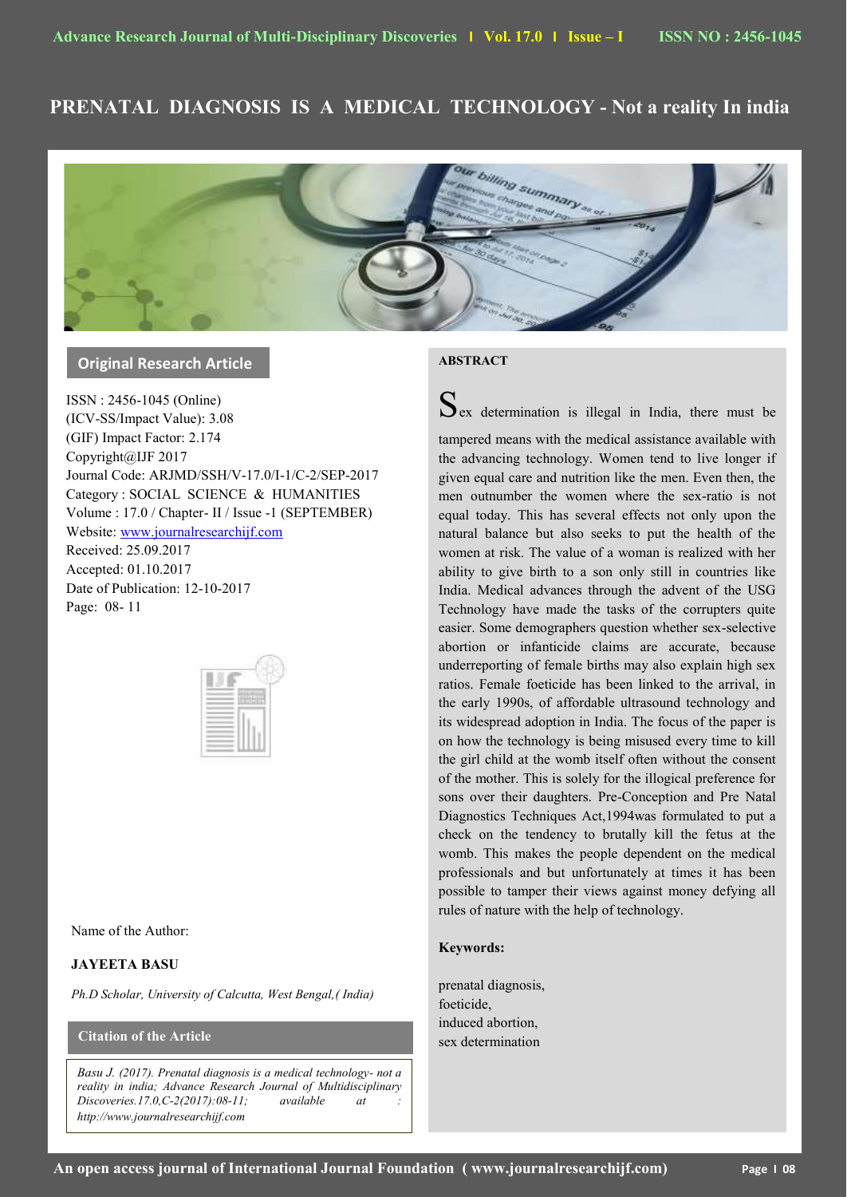# PRENATAL DIAGNOSIS IS A MEDICAL TECHNOLOGY - Not a reality In india

**Original Research Article**

ISSN : 2456-1045 (Online)
(ICV-SS/Impact Value): 3.08
(GIF) Impact Factor: 2.174
Copyright@IJF 2017
Journal Code: ARJMD/SSH/V-17.0/I-1/C-2/SEP-2017
Category : SOCIAL SCIENCE & HUMANITIES
Volume : 17.0 / Chapter- II / Issue -1 (SEPTEMBER)
Website: www.journalresearchijf.com
Received: 25.09.2017
Accepted: 01.10.2017
Date of Publication: 12-10-2017
Page: 08- 11

Name of the Author:

**JAYEETA BASU**

*Ph.D Scholar, University of Calcutta, West Bengal,( India)*

**Citation of the Article**

*Basu J. (2017). Prenatal diagnosis is a medical technology- not a reality in india; Advance Research Journal of Multidisciplinary Discoveries.17.0,C-2(2017):08-11; available at : http://www.journalresearchijf.com*

## ABSTRACT

Sex determination is illegal in India, there must be tampered means with the medical assistance available with the advancing technology. Women tend to live longer if given equal care and nutrition like the men. Even then, the men outnumber the women where the sex-ratio is not equal today. This has several effects not only upon the natural balance but also seeks to put the health of the women at risk. The value of a woman is realized with her ability to give birth to a son only still in countries like India. Medical advances through the advent of the USG Technology have made the tasks of the corrupters quite easier. Some demographers question whether sex-selective abortion or infanticide claims are accurate, because underreporting of female births may also explain high sex ratios. Female foeticide has been linked to the arrival, in the early 1990s, of affordable ultrasound technology and its widespread adoption in India. The focus of the paper is on how the technology is being misused every time to kill the girl child at the womb itself often without the consent of the mother. This is solely for the illogical preference for sons over their daughters. Pre-Conception and Pre Natal Diagnostics Techniques Act,1994was formulated to put a check on the tendency to brutally kill the fetus at the womb. This makes the people dependent on the medical professionals and but unfortunately at times it has been possible to tamper their views against money defying all rules of nature with the help of technology.

**Keywords:**

prenatal diagnosis,
foeticide,
induced abortion,
sex determination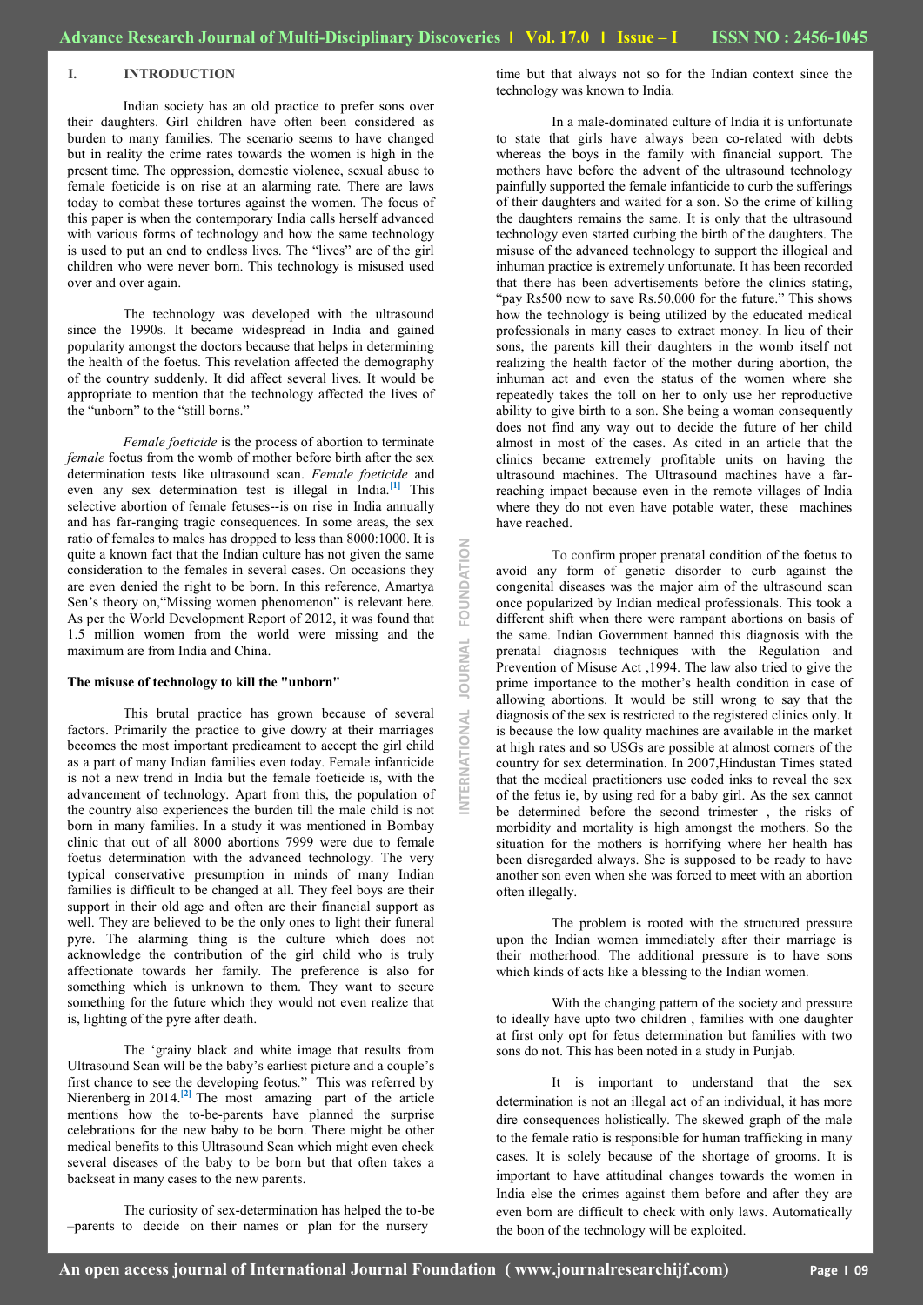## I. INTRODUCTION

Indian society has an old practice to prefer sons over their daughters. Girl children have often been considered as burden to many families. The scenario seems to have changed but in reality the crime rates towards the women is high in the present time. The oppression, domestic violence, sexual abuse to female foeticide is on rise at an alarming rate. There are laws today to combat these tortures against the women. The focus of this paper is when the contemporary India calls herself advanced with various forms of technology and how the same technology is used to put an end to endless lives. The "lives" are of the girl children who were never born. This technology is misused used over and over again.

The technology was developed with the ultrasound since the 1990s. It became widespread in India and gained popularity amongst the doctors because that helps in determining the health of the foetus. This revelation affected the demography of the country suddenly. It did affect several lives. It would be appropriate to mention that the technology affected the lives of the "unborn" to the "still borns."

*Female foeticide* is the process of abortion to terminate *female* foetus from the womb of mother before birth after the sex determination tests like ultrasound scan. *Female foeticide* and even any sex determination test is illegal in India.[1] This selective abortion of female fetuses--is on rise in India annually and has far-ranging tragic consequences. In some areas, the sex ratio of females to males has dropped to less than 8000:1000. It is quite a known fact that the Indian culture has not given the same consideration to the females in several cases. On occasions they are even denied the right to be born. In this reference, Amartya Sen's theory on,"Missing women phenomenon" is relevant here. As per the World Development Report of 2012, it was found that 1.5 million women from the world were missing and the maximum are from India and China.

**The misuse of technology to kill the "unborn"**

This brutal practice has grown because of several factors. Primarily the practice to give dowry at their marriages becomes the most important predicament to accept the girl child as a part of many Indian families even today. Female infanticide is not a new trend in India but the female foeticide is, with the advancement of technology. Apart from this, the population of the country also experiences the burden till the male child is not born in many families. In a study it was mentioned in Bombay clinic that out of all 8000 abortions 7999 were due to female foetus determination with the advanced technology. The very typical conservative presumption in minds of many Indian families is difficult to be changed at all. They feel boys are their support in their old age and often are their financial support as well. They are believed to be the only ones to light their funeral pyre. The alarming thing is the culture which does not acknowledge the contribution of the girl child who is truly affectionate towards her family. The preference is also for something which is unknown to them. They want to secure something for the future which they would not even realize that is, lighting of the pyre after death.

The 'grainy black and white image that results from Ultrasound Scan will be the baby's earliest picture and a couple's first chance to see the developing feotus." This was referred by Nierenberg in 2014.[2] The most amazing part of the article mentions how the to-be-parents have planned the surprise celebrations for the new baby to be born. There might be other medical benefits to this Ultrasound Scan which might even check several diseases of the baby to be born but that often takes a backseat in many cases to the new parents.

The curiosity of sex-determination has helped the to-be –parents to decide on their names or plan for the nursery time but that always not so for the Indian context since the technology was known to India.

In a male-dominated culture of India it is unfortunate to state that girls have always been co-related with debts whereas the boys in the family with financial support. The mothers have before the advent of the ultrasound technology painfully supported the female infanticide to curb the sufferings of their daughters and waited for a son. So the crime of killing the daughters remains the same. It is only that the ultrasound technology even started curbing the birth of the daughters. The misuse of the advanced technology to support the illogical and inhuman practice is extremely unfortunate. It has been recorded that there has been advertisements before the clinics stating, "pay Rs500 now to save Rs.50,000 for the future." This shows how the technology is being utilized by the educated medical professionals in many cases to extract money. In lieu of their sons, the parents kill their daughters in the womb itself not realizing the health factor of the mother during abortion, the inhuman act and even the status of the women where she repeatedly takes the toll on her to only use her reproductive ability to give birth to a son. She being a woman consequently does not find any way out to decide the future of her child almost in most of the cases. As cited in an article that the clinics became extremely profitable units on having the ultrasound machines. The Ultrasound machines have a far-reaching impact because even in the remote villages of India where they do not even have potable water, these machines have reached.

To confirm proper prenatal condition of the foetus to avoid any form of genetic disorder to curb against the congenital diseases was the major aim of the ultrasound scan once popularized by Indian medical professionals. This took a different shift when there were rampant abortions on basis of the same. Indian Government banned this diagnosis with the prenatal diagnosis techniques with the Regulation and Prevention of Misuse Act ,1994. The law also tried to give the prime importance to the mother's health condition in case of allowing abortions. It would be still wrong to say that the diagnosis of the sex is restricted to the registered clinics only. It is because the low quality machines are available in the market at high rates and so USGs are possible at almost corners of the country for sex determination. In 2007,Hindustan Times stated that the medical practitioners use coded inks to reveal the sex of the fetus ie, by using red for a baby girl. As the sex cannot be determined before the second trimester , the risks of morbidity and mortality is high amongst the mothers. So the situation for the mothers is horrifying where her health has been disregarded always. She is supposed to be ready to have another son even when she was forced to meet with an abortion often illegally.

The problem is rooted with the structured pressure upon the Indian women immediately after their marriage is their motherhood. The additional pressure is to have sons which kinds of acts like a blessing to the Indian women.

With the changing pattern of the society and pressure to ideally have upto two children , families with one daughter at first only opt for fetus determination but families with two sons do not. This has been noted in a study in Punjab.

It is important to understand that the sex determination is not an illegal act of an individual, it has more dire consequences holistically. The skewed graph of the male to the female ratio is responsible for human trafficking in many cases. It is solely because of the shortage of grooms. It is important to have attitudinal changes towards the women in India else the crimes against them before and after they are even born are difficult to check with only laws. Automatically the boon of the technology will be exploited.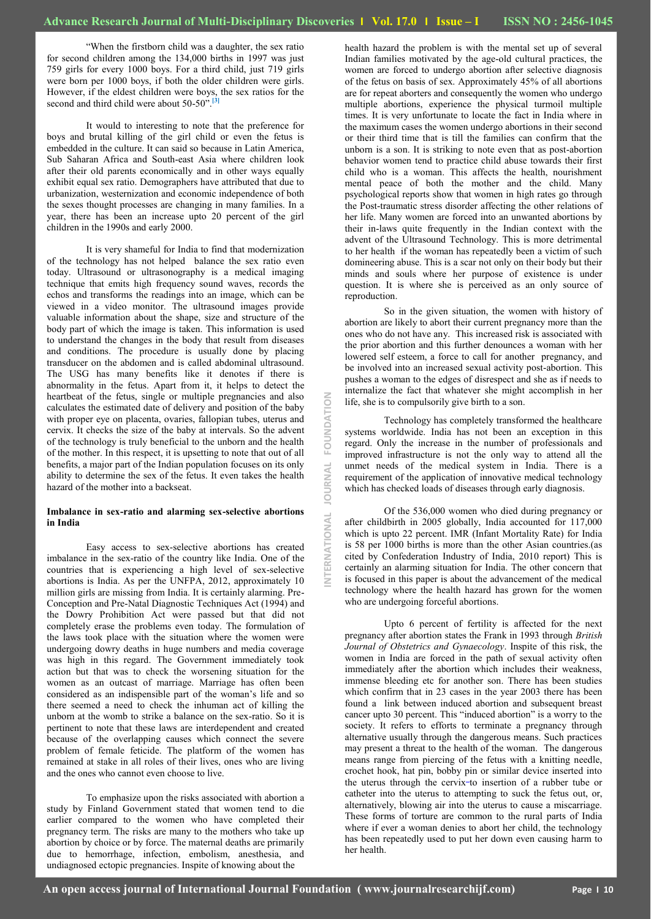"When the firstborn child was a daughter, the sex ratio for second children among the 134,000 births in 1997 was just 759 girls for every 1000 boys. For a third child, just 719 girls were born per 1000 boys, if both the older children were girls. However, if the eldest children were boys, the sex ratios for the second and third child were about 50-50".[3]

It would to interesting to note that the preference for boys and brutal killing of the girl child or even the fetus is embedded in the culture. It can said so because in Latin America, Sub Saharan Africa and South-east Asia where children look after their old parents economically and in other ways equally exhibit equal sex ratio. Demographers have attributed that due to urbanization, westernization and economic independence of both the sexes thought processes are changing in many families. In a year, there has been an increase upto 20 percent of the girl children in the 1990s and early 2000.

It is very shameful for India to find that modernization of the technology has not helped balance the sex ratio even today. Ultrasound or ultrasonography is a medical imaging technique that emits high frequency sound waves, records the echos and transforms the readings into an image, which can be viewed in a video monitor. The ultrasound images provide valuable information about the shape, size and structure of the body part of which the image is taken. This information is used to understand the changes in the body that result from diseases and conditions. The procedure is usually done by placing transducer on the abdomen and is called abdominal ultrasound. The USG has many benefits like it denotes if there is abnormality in the fetus. Apart from it, it helps to detect the heartbeat of the fetus, single or multiple pregnancies and also calculates the estimated date of delivery and position of the baby with proper eye on placenta, ovaries, fallopian tubes, uterus and cervix. It checks the size of the baby at intervals. So the advent of the technology is truly beneficial to the unborn and the health of the mother. In this respect, it is upsetting to note that out of all benefits, a major part of the Indian population focuses on its only ability to determine the sex of the fetus. It even takes the health hazard of the mother into a backseat.

**Imbalance in sex-ratio and alarming sex-selective abortions in India**

Easy access to sex-selective abortions has created imbalance in the sex-ratio of the country like India. One of the countries that is experiencing a high level of sex-selective abortions is India. As per the UNFPA, 2012, approximately 10 million girls are missing from India. It is certainly alarming. Pre-Conception and Pre-Natal Diagnostic Techniques Act (1994) and the Dowry Prohibition Act were passed but that did not completely erase the problems even today. The formulation of the laws took place with the situation where the women were undergoing dowry deaths in huge numbers and media coverage was high in this regard. The Government immediately took action but that was to check the worsening situation for the women as an outcast of marriage. Marriage has often been considered as an indispensible part of the woman's life and so there seemed a need to check the inhuman act of killing the unborn at the womb to strike a balance on the sex-ratio. So it is pertinent to note that these laws are interdependent and created because of the overlapping causes which connect the severe problem of female feticide. The platform of the women has remained at stake in all roles of their lives, ones who are living and the ones who cannot even choose to live.

To emphasize upon the risks associated with abortion a study by Finland Government stated that women tend to die earlier compared to the women who have completed their pregnancy term. The risks are many to the mothers who take up abortion by choice or by force. The maternal deaths are primarily due to hemorrhage, infection, embolism, anesthesia, and undiagnosed ectopic pregnancies. Inspite of knowing about the health hazard the problem is with the mental set up of several Indian families motivated by the age-old cultural practices, the women are forced to undergo abortion after selective diagnosis of the fetus on basis of sex. Approximately 45% of all abortions are for repeat aborters and consequently the women who undergo multiple abortions, experience the physical turmoil multiple times. It is very unfortunate to locate the fact in India where in the maximum cases the women undergo abortions in their second or their third time that is till the families can confirm that the unborn is a son. It is striking to note even that as post-abortion behavior women tend to practice child abuse towards their first child who is a woman. This affects the health, nourishment mental peace of both the mother and the child. Many psychological reports show that women in high rates go through the Post-traumatic stress disorder affecting the other relations of her life. Many women are forced into an unwanted abortions by their in-laws quite frequently in the Indian context with the advent of the Ultrasound Technology. This is more detrimental to her health if the woman has repeatedly been a victim of such domineering abuse. This is a scar not only on their body but their minds and souls where her purpose of existence is under question. It is where she is perceived as an only source of reproduction.

So in the given situation, the women with history of abortion are likely to abort their current pregnancy more than the ones who do not have any. This increased risk is associated with the prior abortion and this further denounces a woman with her lowered self esteem, a force to call for another pregnancy, and be involved into an increased sexual activity post-abortion. This pushes a woman to the edges of disrespect and she as if needs to internalize the fact that whatever she might accomplish in her life, she is to compulsorily give birth to a son.

Technology has completely transformed the healthcare systems worldwide. India has not been an exception in this regard. Only the increase in the number of professionals and improved infrastructure is not the only way to attend all the unmet needs of the medical system in India. There is a requirement of the application of innovative medical technology which has checked loads of diseases through early diagnosis.

Of the 536,000 women who died during pregnancy or after childbirth in 2005 globally, India accounted for 117,000 which is upto 22 percent. IMR (Infant Mortality Rate) for India is 58 per 1000 births is more than the other Asian countries.(as cited by Confederation Industry of India, 2010 report) This is certainly an alarming situation for India. The other concern that is focused in this paper is about the advancement of the medical technology where the health hazard has grown for the women who are undergoing forceful abortions.

Upto 6 percent of fertility is affected for the next pregnancy after abortion states the Frank in 1993 through *British Journal of Obstetrics and Gynaecology*. Inspite of this risk, the women in India are forced in the path of sexual activity often immediately after the abortion which includes their weakness, immense bleeding etc for another son. There has been studies which confirm that in 23 cases in the year 2003 there has been found a link between induced abortion and subsequent breast cancer upto 30 percent. This "induced abortion" is a worry to the society. It refers to efforts to terminate a pregnancy through alternative usually through the dangerous means. Such practices may present a threat to the health of the woman. The dangerous means range from piercing of the fetus with a knitting needle, crochet hook, hat pin, bobby pin or similar device inserted into the uterus through the cervix-to insertion of a rubber tube or catheter into the uterus to attempting to suck the fetus out, or, alternatively, blowing air into the uterus to cause a miscarriage. These forms of torture are common to the rural parts of India where if ever a woman denies to abort her child, the technology has been repeatedly used to put her down even causing harm to her health.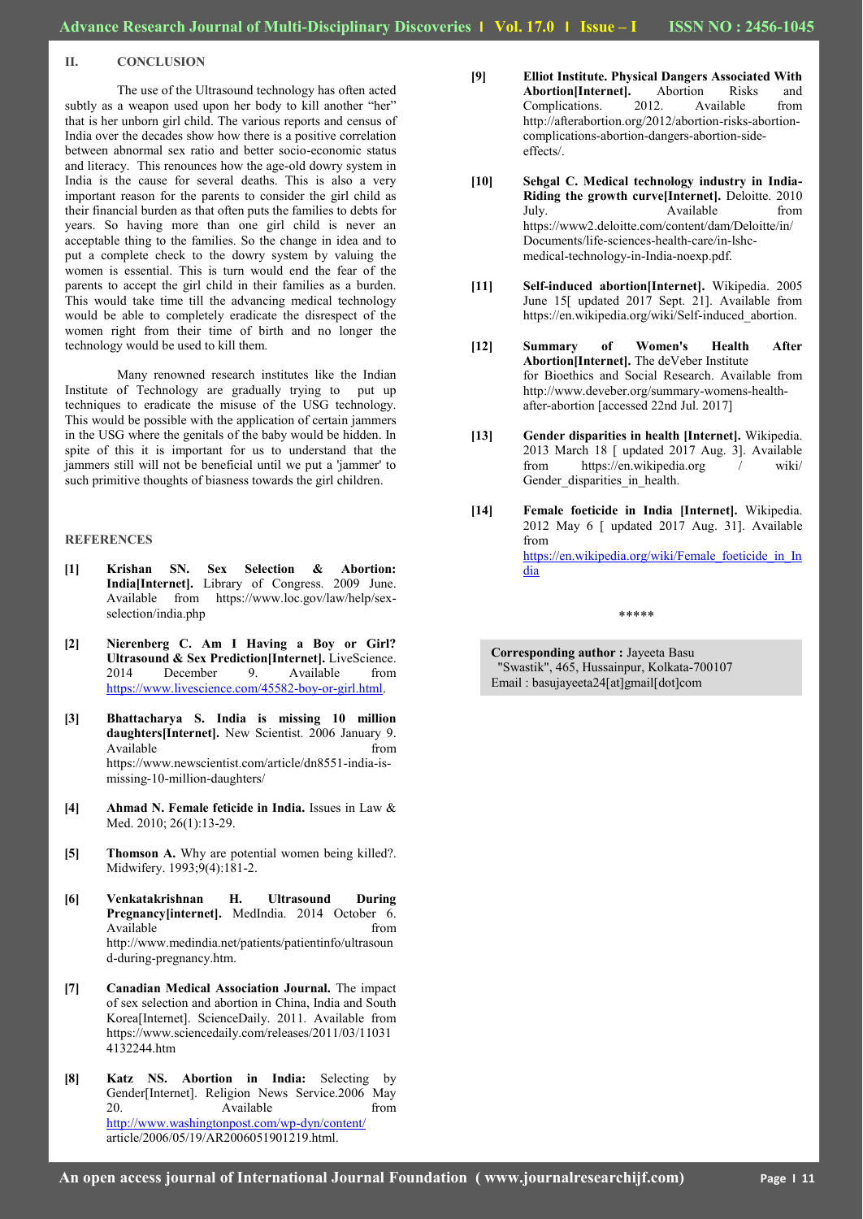## II. CONCLUSION

The use of the Ultrasound technology has often acted subtly as a weapon used upon her body to kill another "her" that is her unborn girl child. The various reports and census of India over the decades show how there is a positive correlation between abnormal sex ratio and better socio-economic status and literacy. This renounces how the age-old dowry system in India is the cause for several deaths. This is also a very important reason for the parents to consider the girl child as their financial burden as that often puts the families to debts for years. So having more than one girl child is never an acceptable thing to the families. So the change in idea and to put a complete check to the dowry system by valuing the women is essential. This is turn would end the fear of the parents to accept the girl child in their families as a burden. This would take time till the advancing medical technology would be able to completely eradicate the disrespect of the women right from their time of birth and no longer the technology would be used to kill them.

Many renowned research institutes like the Indian Institute of Technology are gradually trying to put up techniques to eradicate the misuse of the USG technology. This would be possible with the application of certain jammers in the USG where the genitals of the baby would be hidden. In spite of this it is important for us to understand that the jammers still will not be beneficial until we put a 'jammer' to such primitive thoughts of biasness towards the girl children.

## REFERENCES

[1] **Krishan SN. Sex Selection & Abortion: India[Internet].** Library of Congress. 2009 June. Available from https://www.loc.gov/law/help/sex-selection/india.php

[2] **Nierenberg C. Am I Having a Boy or Girl? Ultrasound & Sex Prediction[Internet].** LiveScience. 2014 December 9. Available from https://www.livescience.com/45582-boy-or-girl.html.

[3] **Bhattacharya S. India is missing 10 million daughters[Internet].** New Scientist. 2006 January 9. Available from https://www.newscientist.com/article/dn8551-india-is-missing-10-million-daughters/

[4] **Ahmad N. Female feticide in India.** Issues in Law & Med. 2010; 26(1):13-29.

[5] **Thomson A.** Why are potential women being killed?. Midwifery. 1993;9(4):181-2.

[6] **Venkatakrishnan H. Ultrasound During Pregnancy[internet].** MedIndia. 2014 October 6. Available from http://www.medindia.net/patients/patientinfo/ultrasound-during-pregnancy.htm.

[7] **Canadian Medical Association Journal.** The impact of sex selection and abortion in China, India and South Korea[Internet]. ScienceDaily. 2011. Available from https://www.sciencedaily.com/releases/2011/03/110314132244.htm

[8] **Katz NS. Abortion in India:** Selecting by Gender[Internet]. Religion News Service.2006 May 20. Available from http://www.washingtonpost.com/wp-dyn/content/article/2006/05/19/AR2006051901219.html.

[9] **Elliot Institute. Physical Dangers Associated With Abortion[Internet].** Abortion Risks and Complications. 2012. Available from http://afterabortion.org/2012/abortion-risks-abortion-complications-abortion-dangers-abortion-side-effects/.

[10] **Sehgal C. Medical technology industry in India- Riding the growth curve[Internet].** Deloitte. 2010 July. Available from https://www2.deloitte.com/content/dam/Deloitte/in/Documents/life-sciences-health-care/in-lshc-medical-technology-in-India-noexp.pdf.

[11] **Self-induced abortion[Internet].** Wikipedia. 2005 June 15[ updated 2017 Sept. 21]. Available from https://en.wikipedia.org/wiki/Self-induced_abortion.

[12] **Summary of Women's Health After Abortion[Internet].** The deVeber Institute for Bioethics and Social Research. Available from http://www.deveber.org/summary-womens-health-after-abortion [accessed 22nd Jul. 2017]

[13] **Gender disparities in health [Internet].** Wikipedia. 2013 March 18 [ updated 2017 Aug. 3]. Available from https://en.wikipedia.org / wiki/ Gender_disparities_in_health.

[14] **Female foeticide in India [Internet].** Wikipedia. 2012 May 6 [ updated 2017 Aug. 31]. Available from https://en.wikipedia.org/wiki/Female_foeticide_in_India

\*\*\*\*\*

**Corresponding author :** Jayeeta Basu
"Swastik", 465, Hussainpur, Kolkata-700107
Email : basujayeeta24[at]gmail[dot]com